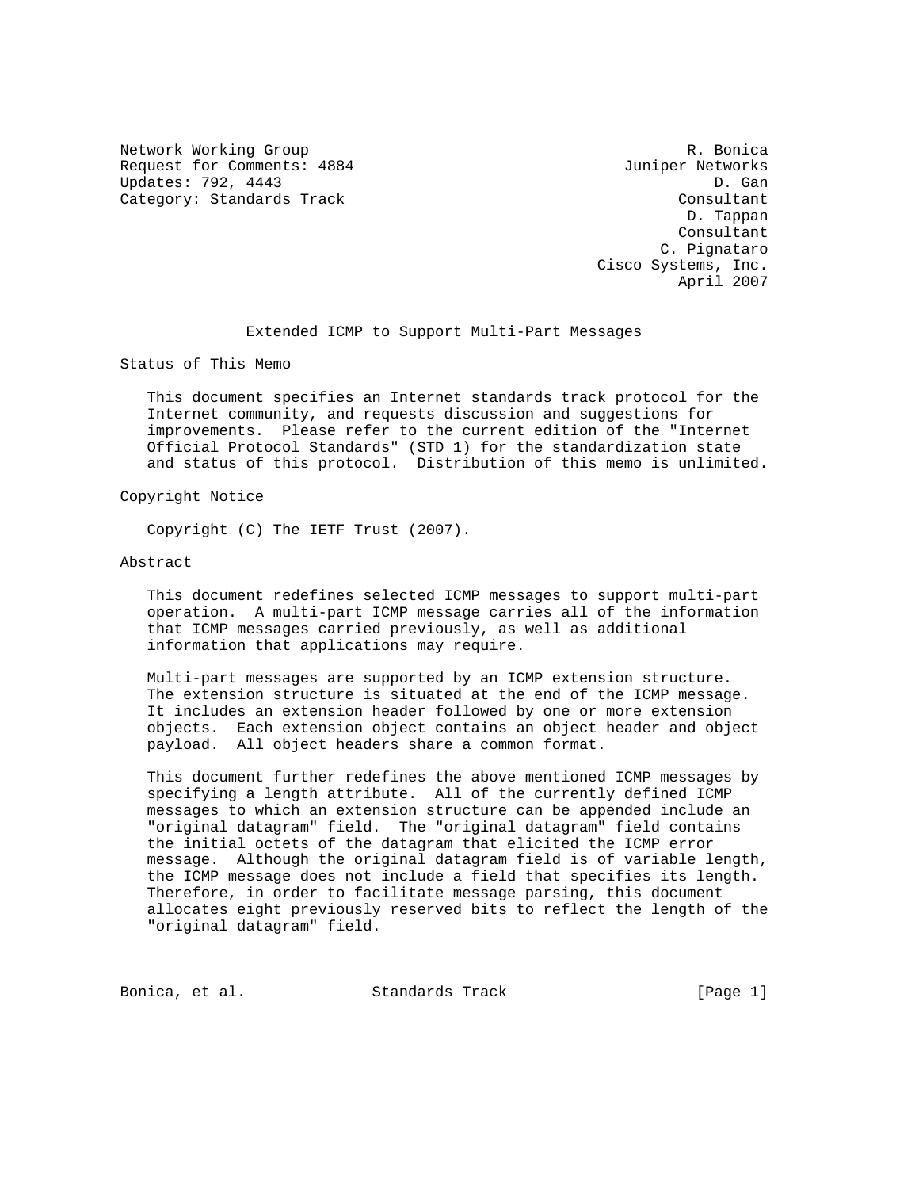Network Working Group R. Bonica
Request for Comments: 4884 Juniper Networks
Updates: 792, 4443 D. Gan
Category: Standards Track Consultant
D. Tappan
Consultant
C. Pignataro
Cisco Systems, Inc.
April 2007

# Extended ICMP to Support Multi-Part Messages

## Status of This Memo

This document specifies an Internet standards track protocol for the Internet community, and requests discussion and suggestions for improvements. Please refer to the current edition of the "Internet Official Protocol Standards" (STD 1) for the standardization state and status of this protocol. Distribution of this memo is unlimited.

## Copyright Notice

Copyright (C) The IETF Trust (2007).

## Abstract

This document redefines selected ICMP messages to support multi-part operation. A multi-part ICMP message carries all of the information that ICMP messages carried previously, as well as additional information that applications may require.

Multi-part messages are supported by an ICMP extension structure. The extension structure is situated at the end of the ICMP message. It includes an extension header followed by one or more extension objects. Each extension object contains an object header and object payload. All object headers share a common format.

This document further redefines the above mentioned ICMP messages by specifying a length attribute. All of the currently defined ICMP messages to which an extension structure can be appended include an "original datagram" field. The "original datagram" field contains the initial octets of the datagram that elicited the ICMP error message. Although the original datagram field is of variable length, the ICMP message does not include a field that specifies its length. Therefore, in order to facilitate message parsing, this document allocates eight previously reserved bits to reflect the length of the "original datagram" field.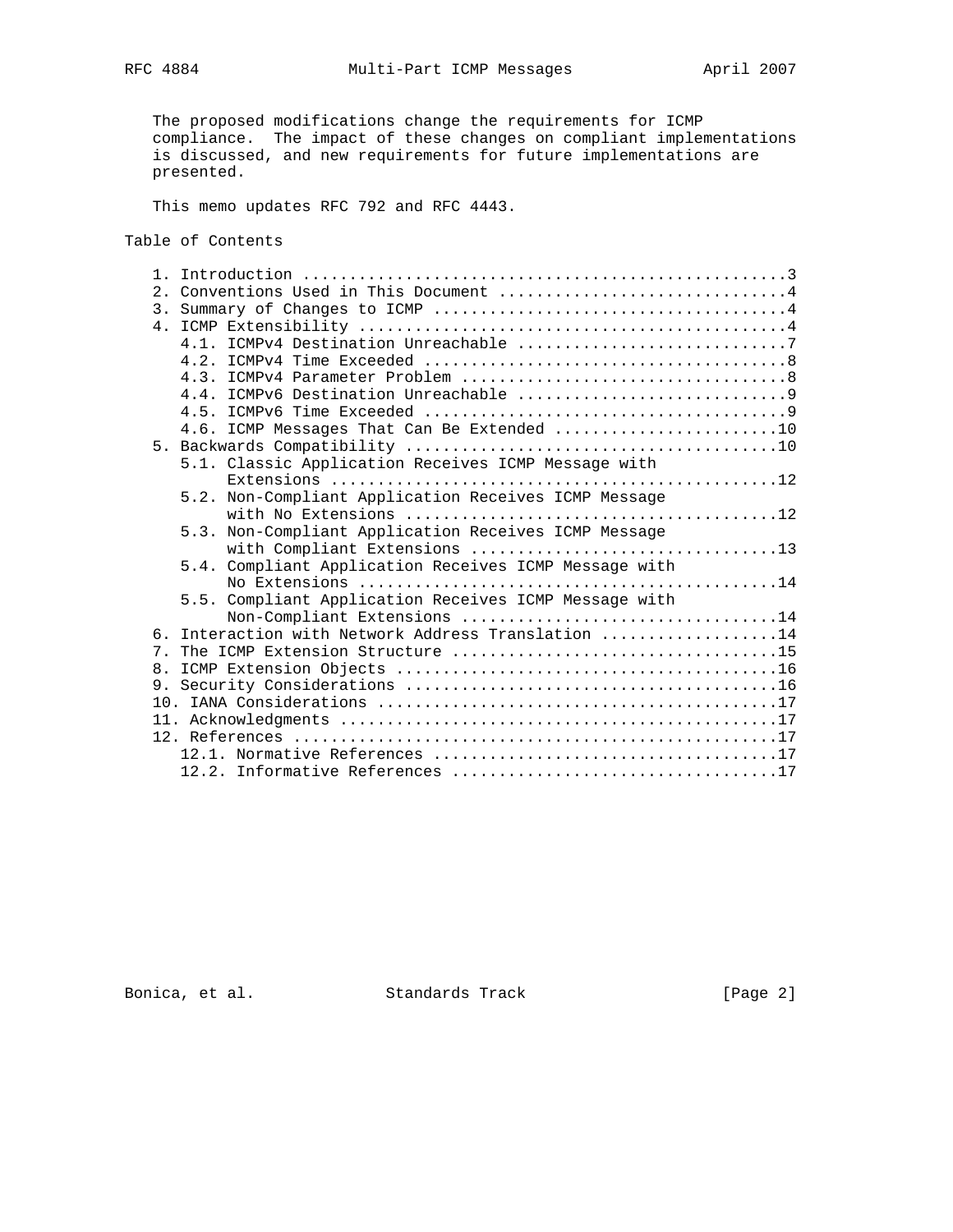The proposed modifications change the requirements for ICMP compliance. The impact of these changes on compliant implementations is discussed, and new requirements for future implementations are presented.

This memo updates RFC 792 and RFC 4443.

## Table of Contents

```
   1. Introduction ....................................................3
   2. Conventions Used in This Document ...............................4
   3. Summary of Changes to ICMP ......................................4
   4. ICMP Extensibility ..............................................4
      4.1. ICMPv4 Destination Unreachable .............................7
      4.2. ICMPv4 Time Exceeded .......................................8
      4.3. ICMPv4 Parameter Problem ...................................8
      4.4. ICMPv6 Destination Unreachable .............................9
      4.5. ICMPv6 Time Exceeded .......................................9
      4.6. ICMP Messages That Can Be Extended ........................10
   5. Backwards Compatibility ........................................10
      5.1. Classic Application Receives ICMP Message with
           Extensions ................................................12
      5.2. Non-Compliant Application Receives ICMP Message
           with No Extensions ........................................12
      5.3. Non-Compliant Application Receives ICMP Message
           with Compliant Extensions .................................13
      5.4. Compliant Application Receives ICMP Message with
           No Extensions .............................................14
      5.5. Compliant Application Receives ICMP Message with
           Non-Compliant Extensions ..................................14
   6. Interaction with Network Address Translation ...................14
   7. The ICMP Extension Structure ...................................15
   8. ICMP Extension Objects .........................................16
   9. Security Considerations ........................................16
   10. IANA Considerations ...........................................17
   11. Acknowledgments ...............................................17
   12. References ....................................................17
      12.1. Normative References .....................................17
      12.2. Informative References ...................................17
```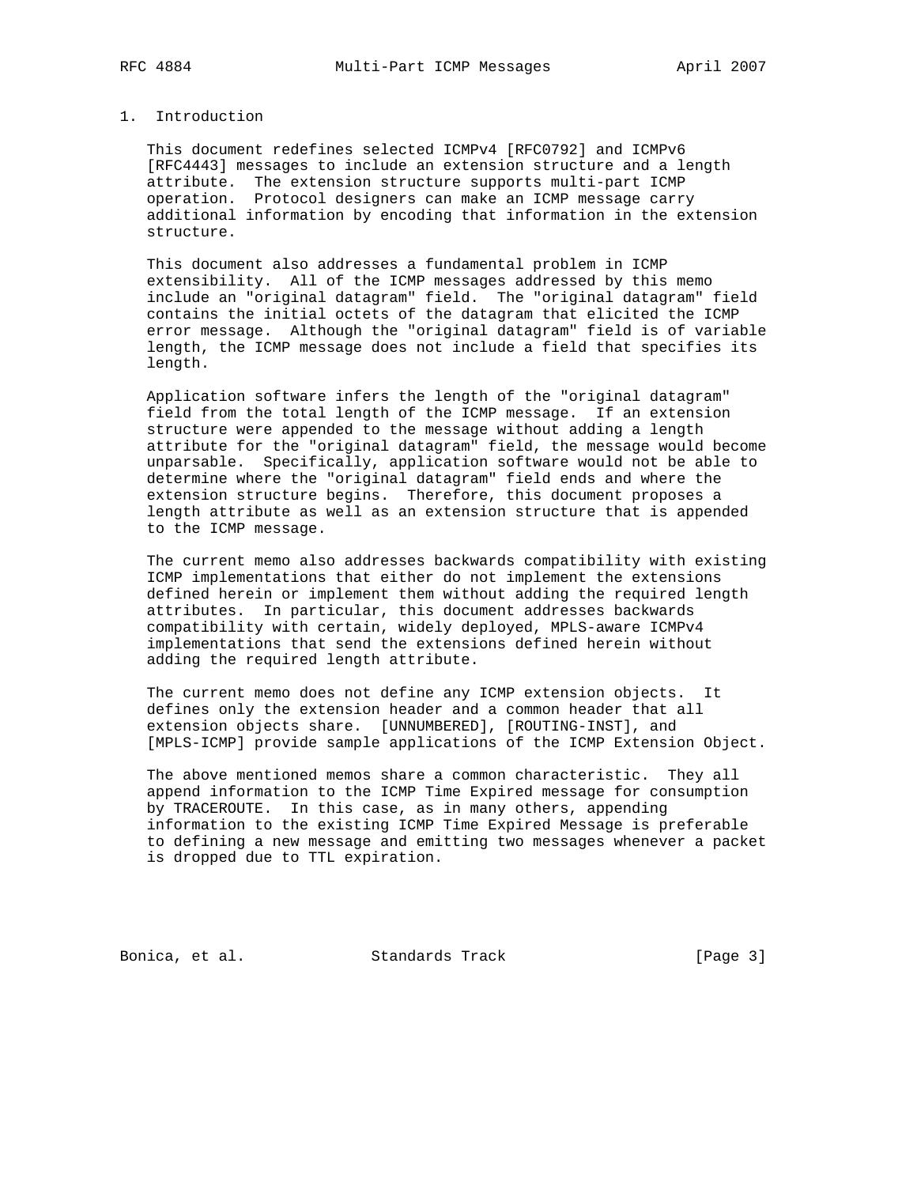# 1. Introduction

This document redefines selected ICMPv4 [RFC0792] and ICMPv6 [RFC4443] messages to include an extension structure and a length attribute. The extension structure supports multi-part ICMP operation. Protocol designers can make an ICMP message carry additional information by encoding that information in the extension structure.

This document also addresses a fundamental problem in ICMP extensibility. All of the ICMP messages addressed by this memo include an "original datagram" field. The "original datagram" field contains the initial octets of the datagram that elicited the ICMP error message. Although the "original datagram" field is of variable length, the ICMP message does not include a field that specifies its length.

Application software infers the length of the "original datagram" field from the total length of the ICMP message. If an extension structure were appended to the message without adding a length attribute for the "original datagram" field, the message would become unparsable. Specifically, application software would not be able to determine where the "original datagram" field ends and where the extension structure begins. Therefore, this document proposes a length attribute as well as an extension structure that is appended to the ICMP message.

The current memo also addresses backwards compatibility with existing ICMP implementations that either do not implement the extensions defined herein or implement them without adding the required length attributes. In particular, this document addresses backwards compatibility with certain, widely deployed, MPLS-aware ICMPv4 implementations that send the extensions defined herein without adding the required length attribute.

The current memo does not define any ICMP extension objects. It defines only the extension header and a common header that all extension objects share. [UNNUMBERED], [ROUTING-INST], and [MPLS-ICMP] provide sample applications of the ICMP Extension Object.

The above mentioned memos share a common characteristic. They all append information to the ICMP Time Expired message for consumption by TRACEROUTE. In this case, as in many others, appending information to the existing ICMP Time Expired Message is preferable to defining a new message and emitting two messages whenever a packet is dropped due to TTL expiration.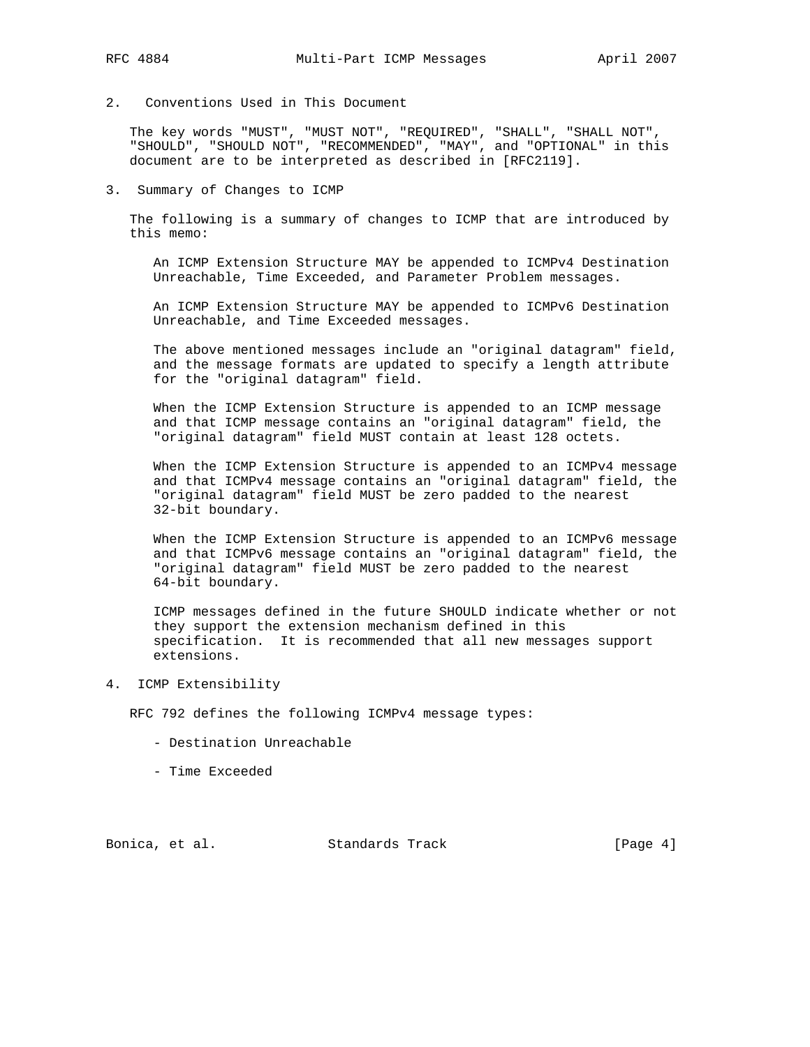## 2. Conventions Used in This Document

The key words "MUST", "MUST NOT", "REQUIRED", "SHALL", "SHALL NOT", "SHOULD", "SHOULD NOT", "RECOMMENDED", "MAY", and "OPTIONAL" in this document are to be interpreted as described in [RFC2119].

## 3. Summary of Changes to ICMP

The following is a summary of changes to ICMP that are introduced by this memo:

An ICMP Extension Structure MAY be appended to ICMPv4 Destination Unreachable, Time Exceeded, and Parameter Problem messages.

An ICMP Extension Structure MAY be appended to ICMPv6 Destination Unreachable, and Time Exceeded messages.

The above mentioned messages include an "original datagram" field, and the message formats are updated to specify a length attribute for the "original datagram" field.

When the ICMP Extension Structure is appended to an ICMP message and that ICMP message contains an "original datagram" field, the "original datagram" field MUST contain at least 128 octets.

When the ICMP Extension Structure is appended to an ICMPv4 message and that ICMPv4 message contains an "original datagram" field, the "original datagram" field MUST be zero padded to the nearest 32-bit boundary.

When the ICMP Extension Structure is appended to an ICMPv6 message and that ICMPv6 message contains an "original datagram" field, the "original datagram" field MUST be zero padded to the nearest 64-bit boundary.

ICMP messages defined in the future SHOULD indicate whether or not they support the extension mechanism defined in this specification. It is recommended that all new messages support extensions.

## 4. ICMP Extensibility

RFC 792 defines the following ICMPv4 message types:

- Destination Unreachable
- Time Exceeded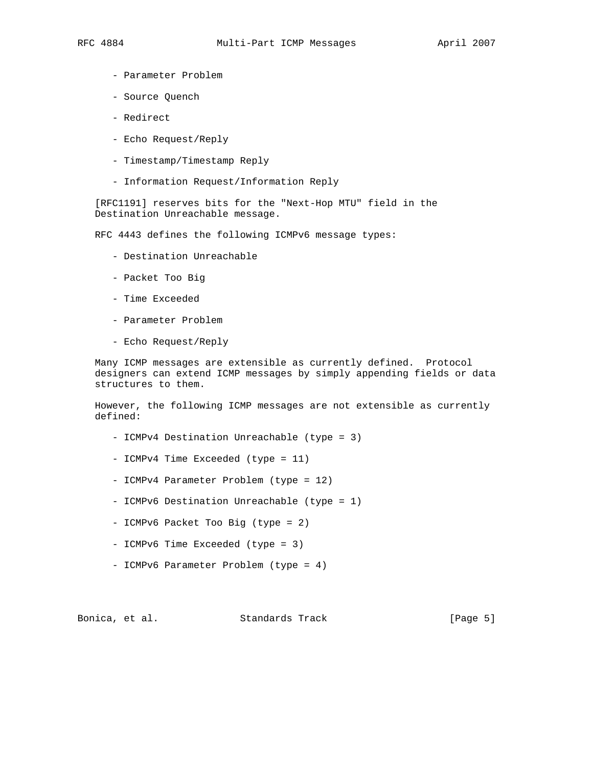- Parameter Problem

- Source Quench

- Redirect

- Echo Request/Reply

- Timestamp/Timestamp Reply

- Information Request/Information Reply

[RFC1191] reserves bits for the "Next-Hop MTU" field in the Destination Unreachable message.

RFC 4443 defines the following ICMPv6 message types:

- Destination Unreachable

- Packet Too Big

- Time Exceeded

- Parameter Problem

- Echo Request/Reply

Many ICMP messages are extensible as currently defined. Protocol designers can extend ICMP messages by simply appending fields or data structures to them.

However, the following ICMP messages are not extensible as currently defined:

- ICMPv4 Destination Unreachable (type = 3)

- ICMPv4 Time Exceeded (type = 11)

- ICMPv4 Parameter Problem (type = 12)

- ICMPv6 Destination Unreachable (type = 1)

- ICMPv6 Packet Too Big (type = 2)

- ICMPv6 Time Exceeded (type = 3)

- ICMPv6 Parameter Problem (type = 4)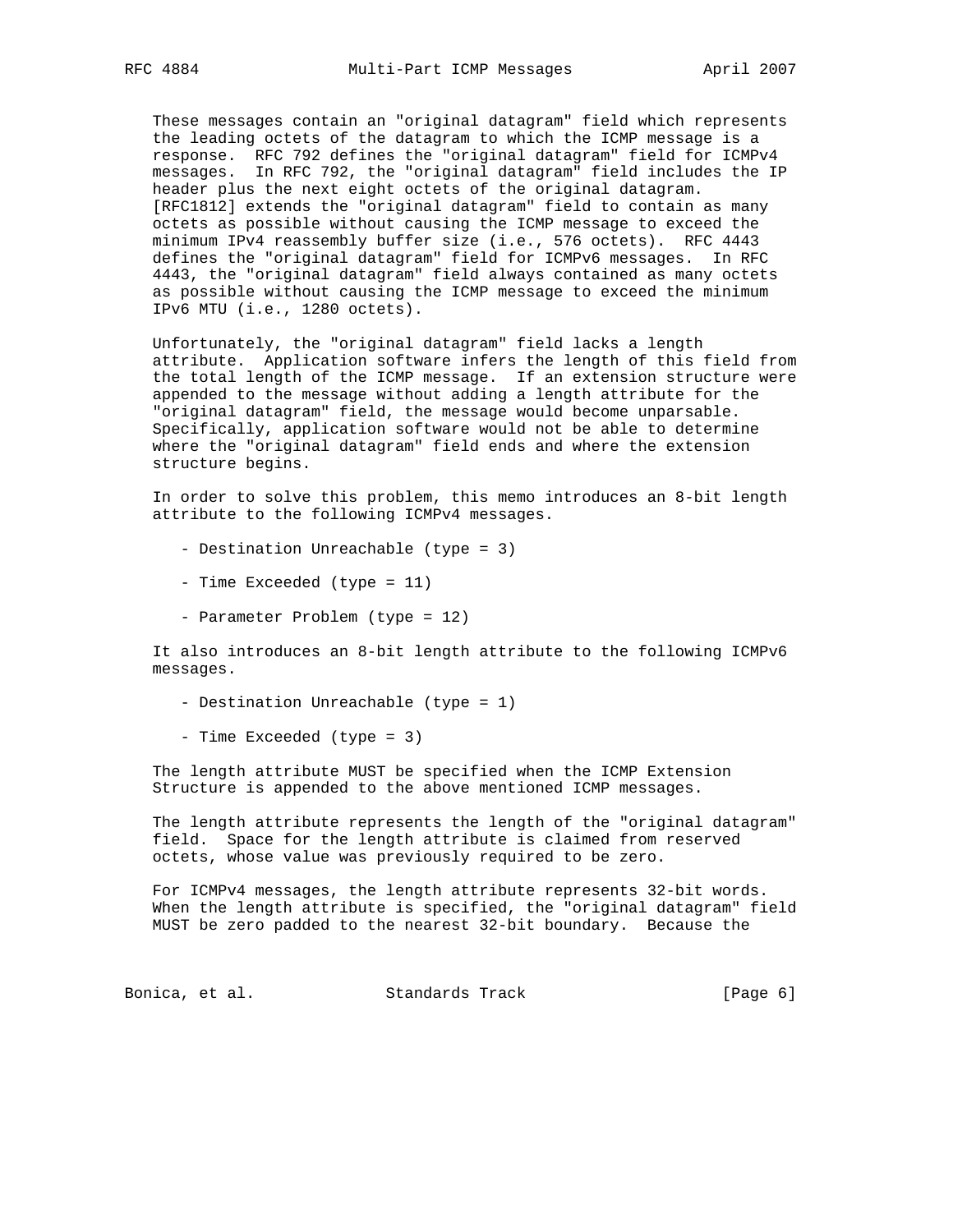These messages contain an "original datagram" field which represents the leading octets of the datagram to which the ICMP message is a response. RFC 792 defines the "original datagram" field for ICMPv4 messages. In RFC 792, the "original datagram" field includes the IP header plus the next eight octets of the original datagram. [RFC1812] extends the "original datagram" field to contain as many octets as possible without causing the ICMP message to exceed the minimum IPv4 reassembly buffer size (i.e., 576 octets). RFC 4443 defines the "original datagram" field for ICMPv6 messages. In RFC 4443, the "original datagram" field always contained as many octets as possible without causing the ICMP message to exceed the minimum IPv6 MTU (i.e., 1280 octets).

Unfortunately, the "original datagram" field lacks a length attribute. Application software infers the length of this field from the total length of the ICMP message. If an extension structure were appended to the message without adding a length attribute for the "original datagram" field, the message would become unparsable. Specifically, application software would not be able to determine where the "original datagram" field ends and where the extension structure begins.

In order to solve this problem, this memo introduces an 8-bit length attribute to the following ICMPv4 messages.

- Destination Unreachable (type = 3)
- Time Exceeded (type = 11)
- Parameter Problem (type = 12)

It also introduces an 8-bit length attribute to the following ICMPv6 messages.

- Destination Unreachable (type = 1)
- Time Exceeded (type = 3)

The length attribute MUST be specified when the ICMP Extension Structure is appended to the above mentioned ICMP messages.

The length attribute represents the length of the "original datagram" field. Space for the length attribute is claimed from reserved octets, whose value was previously required to be zero.

For ICMPv4 messages, the length attribute represents 32-bit words. When the length attribute is specified, the "original datagram" field MUST be zero padded to the nearest 32-bit boundary. Because the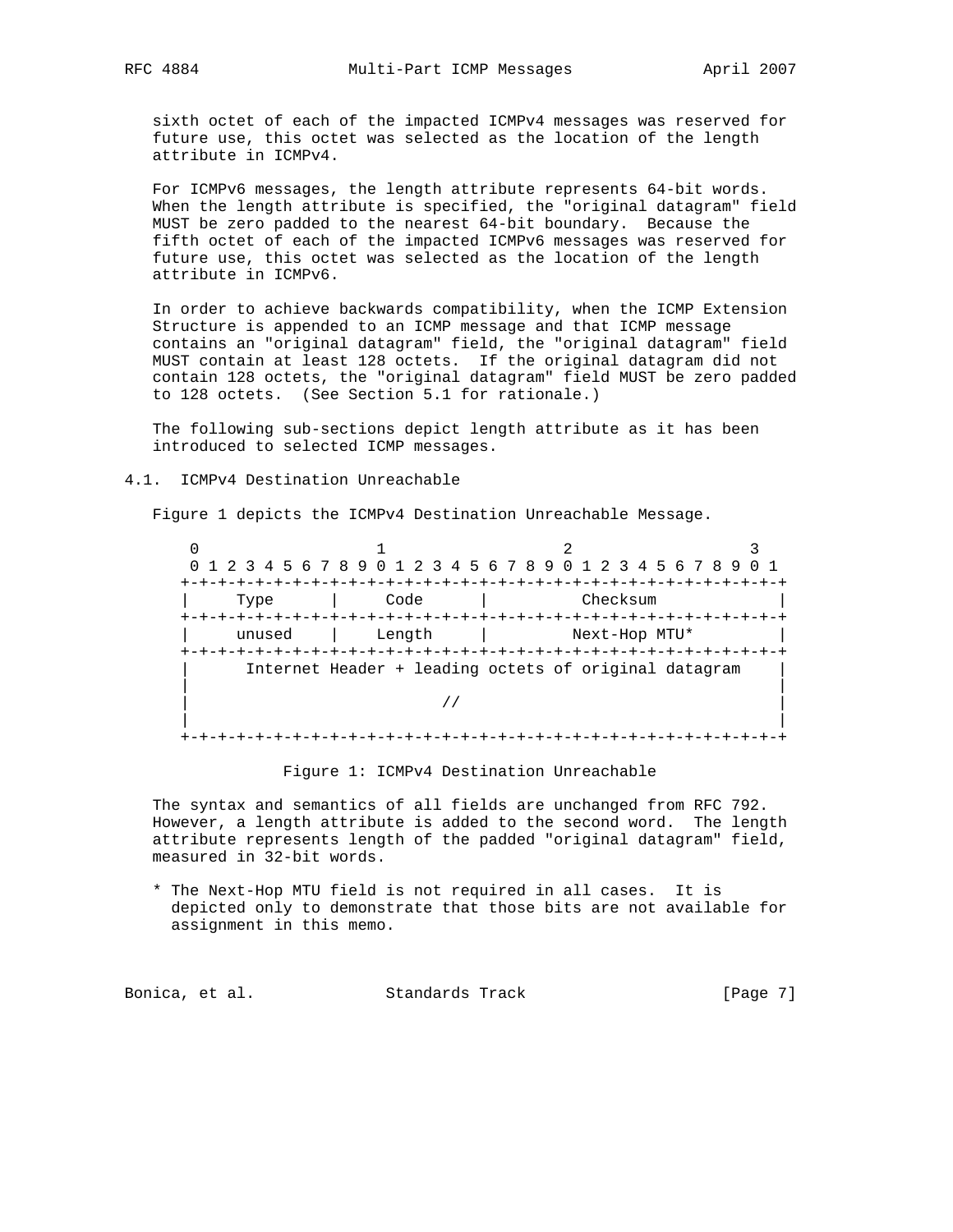sixth octet of each of the impacted ICMPv4 messages was reserved for future use, this octet was selected as the location of the length attribute in ICMPv4.

For ICMPv6 messages, the length attribute represents 64-bit words. When the length attribute is specified, the "original datagram" field MUST be zero padded to the nearest 64-bit boundary. Because the fifth octet of each of the impacted ICMPv6 messages was reserved for future use, this octet was selected as the location of the length attribute in ICMPv6.

In order to achieve backwards compatibility, when the ICMP Extension Structure is appended to an ICMP message and that ICMP message contains an "original datagram" field, the "original datagram" field MUST contain at least 128 octets. If the original datagram did not contain 128 octets, the "original datagram" field MUST be zero padded to 128 octets. (See Section 5.1 for rationale.)

The following sub-sections depict length attribute as it has been introduced to selected ICMP messages.

## 4.1. ICMPv4 Destination Unreachable

Figure 1 depicts the ICMPv4 Destination Unreachable Message.

```
 0                   1                   2                   3
 0 1 2 3 4 5 6 7 8 9 0 1 2 3 4 5 6 7 8 9 0 1 2 3 4 5 6 7 8 9 0 1
+-+-+-+-+-+-+-+-+-+-+-+-+-+-+-+-+-+-+-+-+-+-+-+-+-+-+-+-+-+-+-+-+
|     Type      |     Code      |          Checksum             |
+-+-+-+-+-+-+-+-+-+-+-+-+-+-+-+-+-+-+-+-+-+-+-+-+-+-+-+-+-+-+-+-+
|     unused    |    Length     |          Next-Hop MTU*        |
+-+-+-+-+-+-+-+-+-+-+-+-+-+-+-+-+-+-+-+-+-+-+-+-+-+-+-+-+-+-+-+-+
|      Internet Header + leading octets of original datagram    |
|                                                               |
|                           //                                  |
|                                                               |
+-+-+-+-+-+-+-+-+-+-+-+-+-+-+-+-+-+-+-+-+-+-+-+-+-+-+-+-+-+-+-+-+
```

Figure 1: ICMPv4 Destination Unreachable

The syntax and semantics of all fields are unchanged from RFC 792. However, a length attribute is added to the second word. The length attribute represents length of the padded "original datagram" field, measured in 32-bit words.

\* The Next-Hop MTU field is not required in all cases. It is depicted only to demonstrate that those bits are not available for assignment in this memo.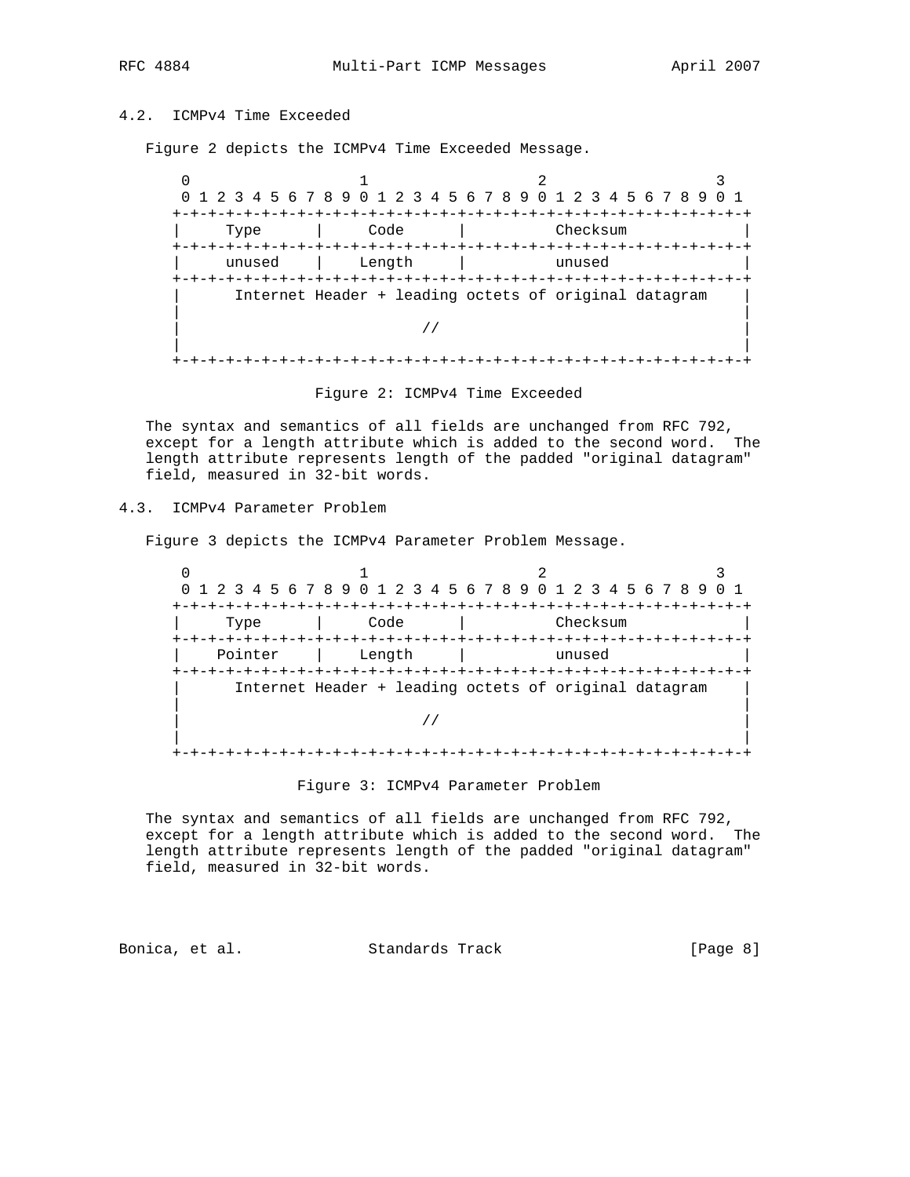## 4.2. ICMPv4 Time Exceeded

Figure 2 depicts the ICMPv4 Time Exceeded Message.

```
 0                   1                   2                   3
 0 1 2 3 4 5 6 7 8 9 0 1 2 3 4 5 6 7 8 9 0 1 2 3 4 5 6 7 8 9 0 1
+-+-+-+-+-+-+-+-+-+-+-+-+-+-+-+-+-+-+-+-+-+-+-+-+-+-+-+-+-+-+-+-+
|     Type      |     Code      |          Checksum             |
+-+-+-+-+-+-+-+-+-+-+-+-+-+-+-+-+-+-+-+-+-+-+-+-+-+-+-+-+-+-+-+-+
|     unused    |    Length     |          unused               |
+-+-+-+-+-+-+-+-+-+-+-+-+-+-+-+-+-+-+-+-+-+-+-+-+-+-+-+-+-+-+-+-+
|      Internet Header + leading octets of original datagram    |
|                                                               |
|                           //                                  |
|                                                               |
+-+-+-+-+-+-+-+-+-+-+-+-+-+-+-+-+-+-+-+-+-+-+-+-+-+-+-+-+-+-+-+-+
```

Figure 2: ICMPv4 Time Exceeded

The syntax and semantics of all fields are unchanged from RFC 792, except for a length attribute which is added to the second word. The length attribute represents length of the padded "original datagram" field, measured in 32-bit words.

## 4.3. ICMPv4 Parameter Problem

Figure 3 depicts the ICMPv4 Parameter Problem Message.

```
 0                   1                   2                   3
 0 1 2 3 4 5 6 7 8 9 0 1 2 3 4 5 6 7 8 9 0 1 2 3 4 5 6 7 8 9 0 1
+-+-+-+-+-+-+-+-+-+-+-+-+-+-+-+-+-+-+-+-+-+-+-+-+-+-+-+-+-+-+-+-+
|     Type      |     Code      |          Checksum             |
+-+-+-+-+-+-+-+-+-+-+-+-+-+-+-+-+-+-+-+-+-+-+-+-+-+-+-+-+-+-+-+-+
|    Pointer    |    Length     |          unused               |
+-+-+-+-+-+-+-+-+-+-+-+-+-+-+-+-+-+-+-+-+-+-+-+-+-+-+-+-+-+-+-+-+
|      Internet Header + leading octets of original datagram    |
|                                                               |
|                           //                                  |
|                                                               |
+-+-+-+-+-+-+-+-+-+-+-+-+-+-+-+-+-+-+-+-+-+-+-+-+-+-+-+-+-+-+-+-+
```

Figure 3: ICMPv4 Parameter Problem

The syntax and semantics of all fields are unchanged from RFC 792, except for a length attribute which is added to the second word. The length attribute represents length of the padded "original datagram" field, measured in 32-bit words.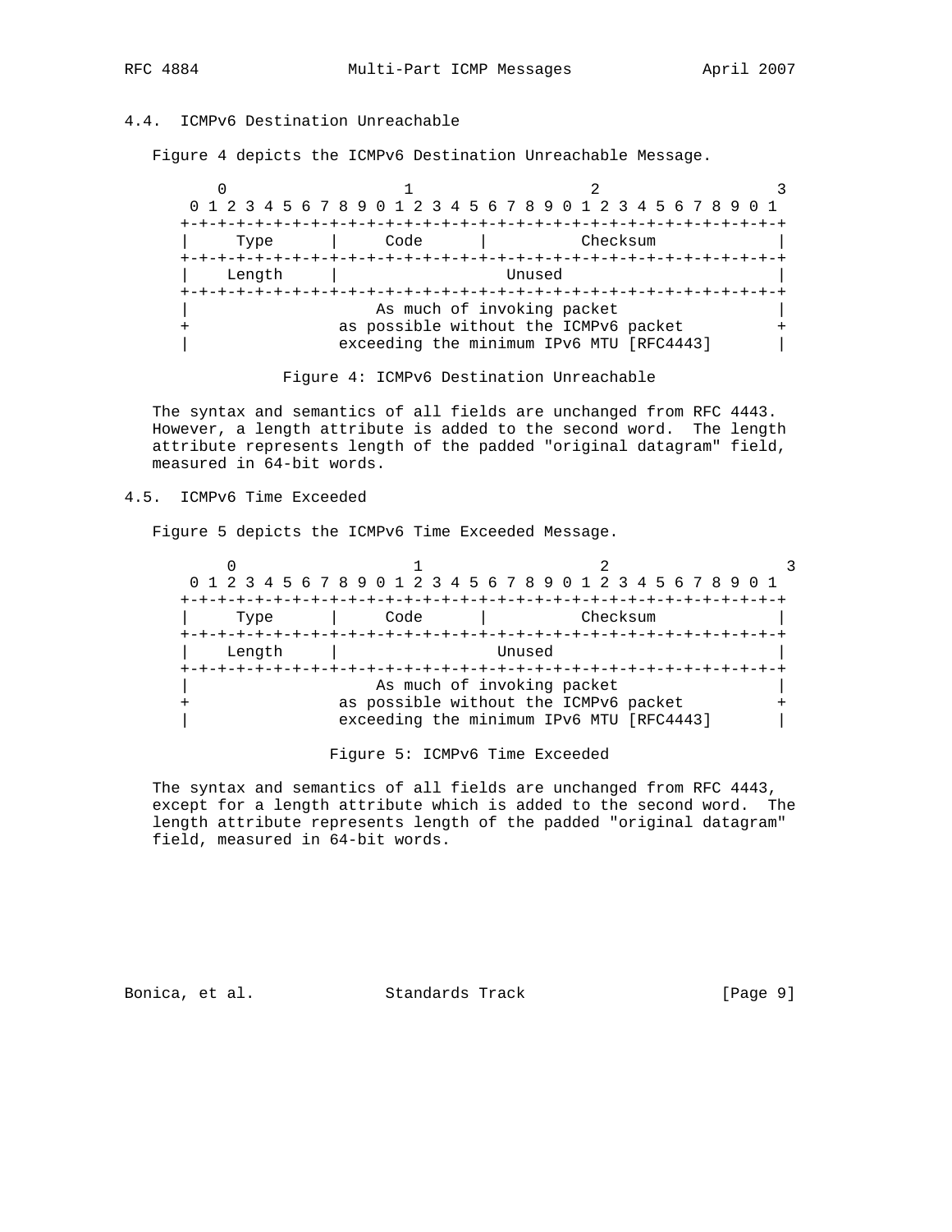### 4.4. ICMPv6 Destination Unreachable

Figure 4 depicts the ICMPv6 Destination Unreachable Message.

```
    0                   1                   2                   3
    0 1 2 3 4 5 6 7 8 9 0 1 2 3 4 5 6 7 8 9 0 1 2 3 4 5 6 7 8 9 0 1
   +-+-+-+-+-+-+-+-+-+-+-+-+-+-+-+-+-+-+-+-+-+-+-+-+-+-+-+-+-+-+-+-+
   |     Type      |     Code      |          Checksum             |
   +-+-+-+-+-+-+-+-+-+-+-+-+-+-+-+-+-+-+-+-+-+-+-+-+-+-+-+-+-+-+-+-+
   |    Length     |                  Unused                       |
   +-+-+-+-+-+-+-+-+-+-+-+-+-+-+-+-+-+-+-+-+-+-+-+-+-+-+-+-+-+-+-+-+
   |                    As much of invoking packet                 |
   +                as possible without the ICMPv6 packet          +
   |                exceeding the minimum IPv6 MTU [RFC4443]       |
```

Figure 4: ICMPv6 Destination Unreachable

The syntax and semantics of all fields are unchanged from RFC 4443. However, a length attribute is added to the second word. The length attribute represents length of the padded "original datagram" field, measured in 64-bit words.

### 4.5. ICMPv6 Time Exceeded

Figure 5 depicts the ICMPv6 Time Exceeded Message.

```
    0                   1                   2                   3
    0 1 2 3 4 5 6 7 8 9 0 1 2 3 4 5 6 7 8 9 0 1 2 3 4 5 6 7 8 9 0 1
   +-+-+-+-+-+-+-+-+-+-+-+-+-+-+-+-+-+-+-+-+-+-+-+-+-+-+-+-+-+-+-+-+
   |     Type      |     Code      |          Checksum             |
   +-+-+-+-+-+-+-+-+-+-+-+-+-+-+-+-+-+-+-+-+-+-+-+-+-+-+-+-+-+-+-+-+
   |    Length     |                 Unused                        |
   +-+-+-+-+-+-+-+-+-+-+-+-+-+-+-+-+-+-+-+-+-+-+-+-+-+-+-+-+-+-+-+-+
   |                    As much of invoking packet                 |
   +                as possible without the ICMPv6 packet          +
   |                exceeding the minimum IPv6 MTU [RFC4443]       |
```

Figure 5: ICMPv6 Time Exceeded

The syntax and semantics of all fields are unchanged from RFC 4443, except for a length attribute which is added to the second word. The length attribute represents length of the padded "original datagram" field, measured in 64-bit words.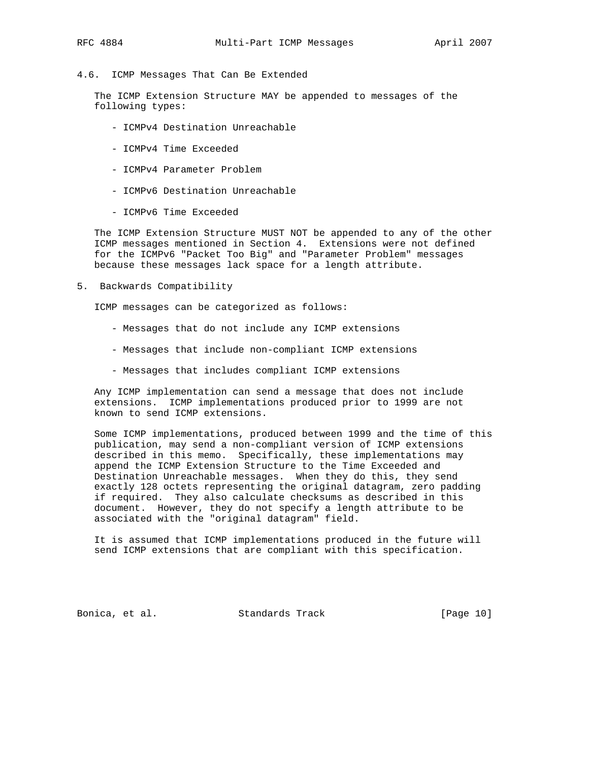### 4.6. ICMP Messages That Can Be Extended

The ICMP Extension Structure MAY be appended to messages of the following types:

- ICMPv4 Destination Unreachable
- ICMPv4 Time Exceeded
- ICMPv4 Parameter Problem
- ICMPv6 Destination Unreachable
- ICMPv6 Time Exceeded

The ICMP Extension Structure MUST NOT be appended to any of the other ICMP messages mentioned in Section 4. Extensions were not defined for the ICMPv6 "Packet Too Big" and "Parameter Problem" messages because these messages lack space for a length attribute.

## 5. Backwards Compatibility

ICMP messages can be categorized as follows:

- Messages that do not include any ICMP extensions
- Messages that include non-compliant ICMP extensions
- Messages that includes compliant ICMP extensions

Any ICMP implementation can send a message that does not include extensions. ICMP implementations produced prior to 1999 are not known to send ICMP extensions.

Some ICMP implementations, produced between 1999 and the time of this publication, may send a non-compliant version of ICMP extensions described in this memo. Specifically, these implementations may append the ICMP Extension Structure to the Time Exceeded and Destination Unreachable messages. When they do this, they send exactly 128 octets representing the original datagram, zero padding if required. They also calculate checksums as described in this document. However, they do not specify a length attribute to be associated with the "original datagram" field.

It is assumed that ICMP implementations produced in the future will send ICMP extensions that are compliant with this specification.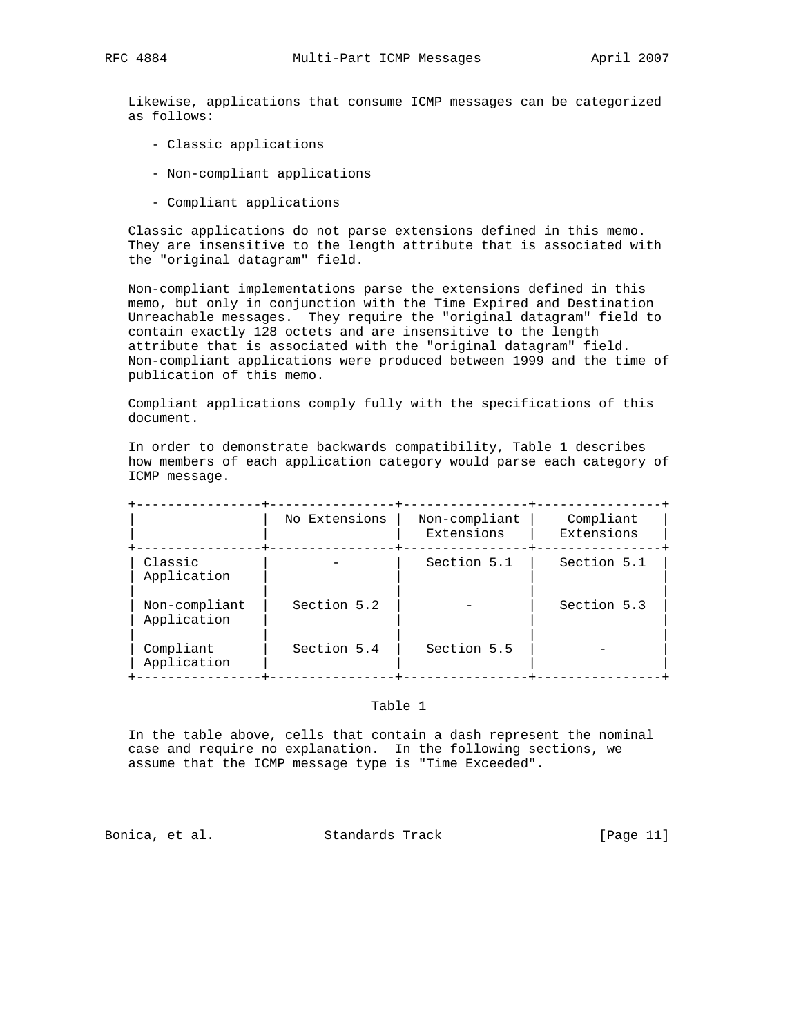Likewise, applications that consume ICMP messages can be categorized as follows:

- Classic applications
- Non-compliant applications
- Compliant applications

Classic applications do not parse extensions defined in this memo. They are insensitive to the length attribute that is associated with the "original datagram" field.

Non-compliant implementations parse the extensions defined in this memo, but only in conjunction with the Time Expired and Destination Unreachable messages. They require the "original datagram" field to contain exactly 128 octets and are insensitive to the length attribute that is associated with the "original datagram" field. Non-compliant applications were produced between 1999 and the time of publication of this memo.

Compliant applications comply fully with the specifications of this document.

In order to demonstrate backwards compatibility, Table 1 describes how members of each application category would parse each category of ICMP message.

| | No Extensions | Non-compliant Extensions | Compliant Extensions |
|---|---|---|---|
| Classic Application | - | Section 5.1 | Section 5.1 |
| Non-compliant Application | Section 5.2 | - | Section 5.3 |
| Compliant Application | Section 5.4 | Section 5.5 | - |

Table 1

In the table above, cells that contain a dash represent the nominal case and require no explanation. In the following sections, we assume that the ICMP message type is "Time Exceeded".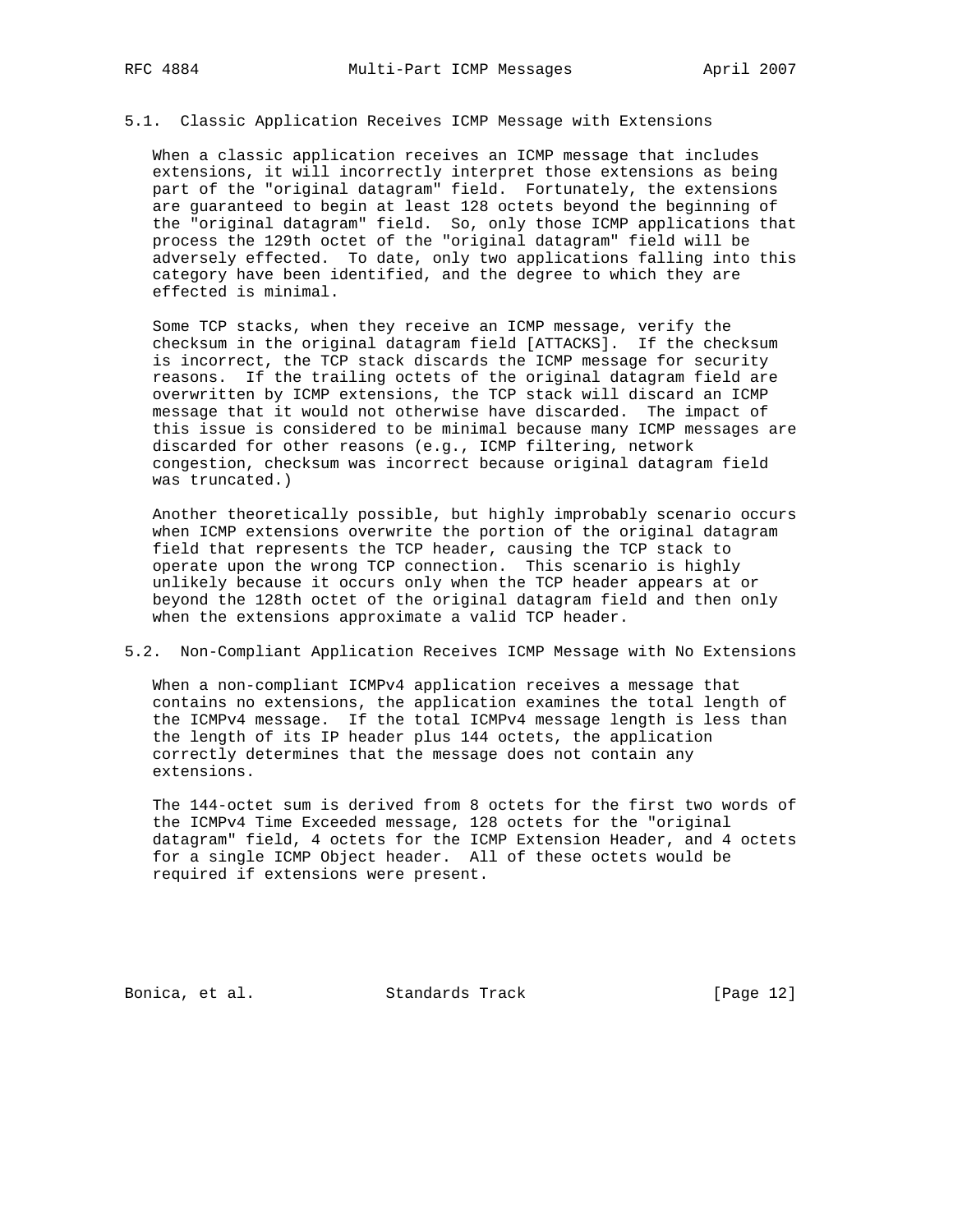### 5.1. Classic Application Receives ICMP Message with Extensions

When a classic application receives an ICMP message that includes extensions, it will incorrectly interpret those extensions as being part of the "original datagram" field. Fortunately, the extensions are guaranteed to begin at least 128 octets beyond the beginning of the "original datagram" field. So, only those ICMP applications that process the 129th octet of the "original datagram" field will be adversely effected. To date, only two applications falling into this category have been identified, and the degree to which they are effected is minimal.

Some TCP stacks, when they receive an ICMP message, verify the checksum in the original datagram field [ATTACKS]. If the checksum is incorrect, the TCP stack discards the ICMP message for security reasons. If the trailing octets of the original datagram field are overwritten by ICMP extensions, the TCP stack will discard an ICMP message that it would not otherwise have discarded. The impact of this issue is considered to be minimal because many ICMP messages are discarded for other reasons (e.g., ICMP filtering, network congestion, checksum was incorrect because original datagram field was truncated.)

Another theoretically possible, but highly improbably scenario occurs when ICMP extensions overwrite the portion of the original datagram field that represents the TCP header, causing the TCP stack to operate upon the wrong TCP connection. This scenario is highly unlikely because it occurs only when the TCP header appears at or beyond the 128th octet of the original datagram field and then only when the extensions approximate a valid TCP header.

### 5.2. Non-Compliant Application Receives ICMP Message with No Extensions

When a non-compliant ICMPv4 application receives a message that contains no extensions, the application examines the total length of the ICMPv4 message. If the total ICMPv4 message length is less than the length of its IP header plus 144 octets, the application correctly determines that the message does not contain any extensions.

The 144-octet sum is derived from 8 octets for the first two words of the ICMPv4 Time Exceeded message, 128 octets for the "original datagram" field, 4 octets for the ICMP Extension Header, and 4 octets for a single ICMP Object header. All of these octets would be required if extensions were present.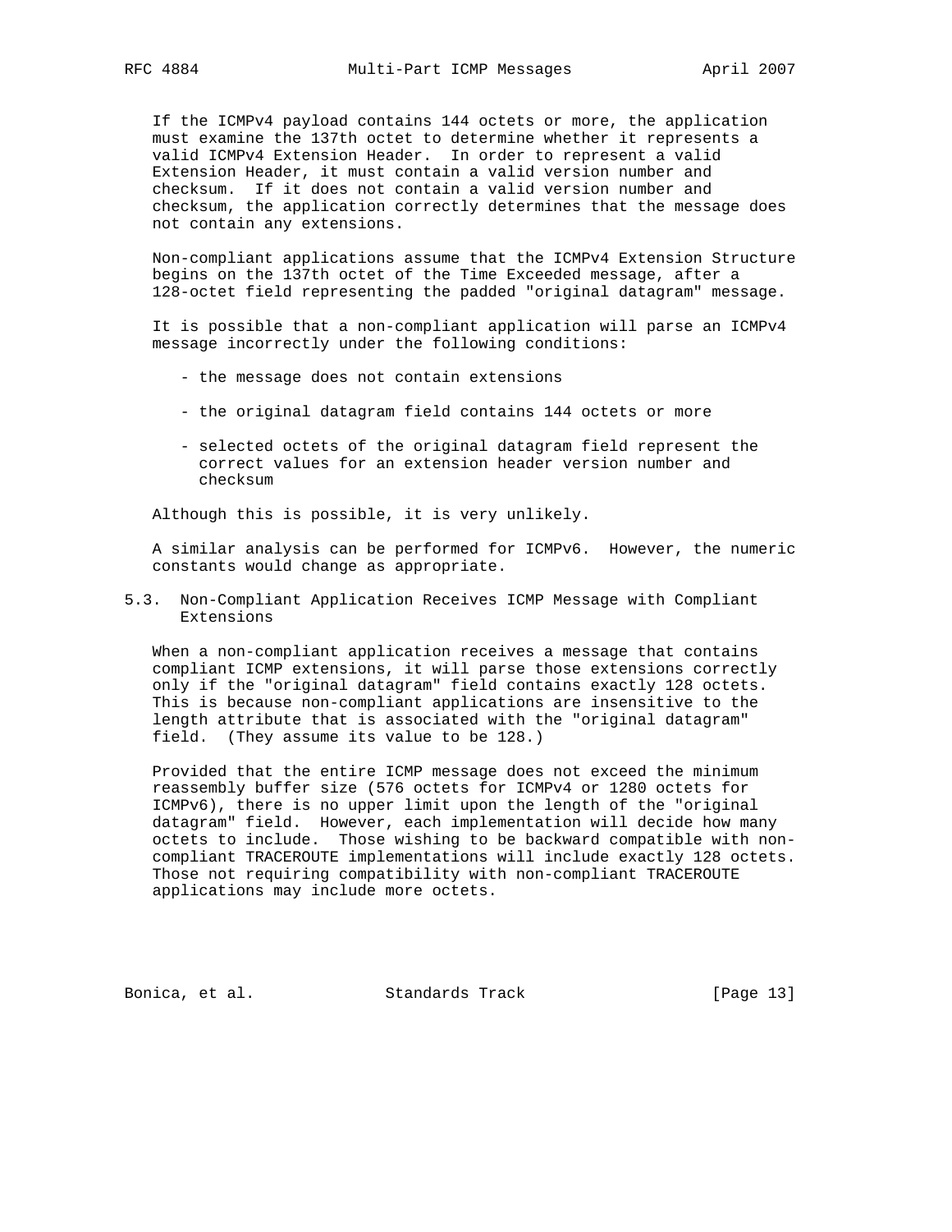If the ICMPv4 payload contains 144 octets or more, the application must examine the 137th octet to determine whether it represents a valid ICMPv4 Extension Header. In order to represent a valid Extension Header, it must contain a valid version number and checksum. If it does not contain a valid version number and checksum, the application correctly determines that the message does not contain any extensions.

Non-compliant applications assume that the ICMPv4 Extension Structure begins on the 137th octet of the Time Exceeded message, after a 128-octet field representing the padded "original datagram" message.

It is possible that a non-compliant application will parse an ICMPv4 message incorrectly under the following conditions:

- the message does not contain extensions
- the original datagram field contains 144 octets or more
- selected octets of the original datagram field represent the correct values for an extension header version number and checksum

Although this is possible, it is very unlikely.

A similar analysis can be performed for ICMPv6. However, the numeric constants would change as appropriate.

### 5.3. Non-Compliant Application Receives ICMP Message with Compliant Extensions

When a non-compliant application receives a message that contains compliant ICMP extensions, it will parse those extensions correctly only if the "original datagram" field contains exactly 128 octets. This is because non-compliant applications are insensitive to the length attribute that is associated with the "original datagram" field. (They assume its value to be 128.)

Provided that the entire ICMP message does not exceed the minimum reassembly buffer size (576 octets for ICMPv4 or 1280 octets for ICMPv6), there is no upper limit upon the length of the "original datagram" field. However, each implementation will decide how many octets to include. Those wishing to be backward compatible with non-compliant TRACEROUTE implementations will include exactly 128 octets. Those not requiring compatibility with non-compliant TRACEROUTE applications may include more octets.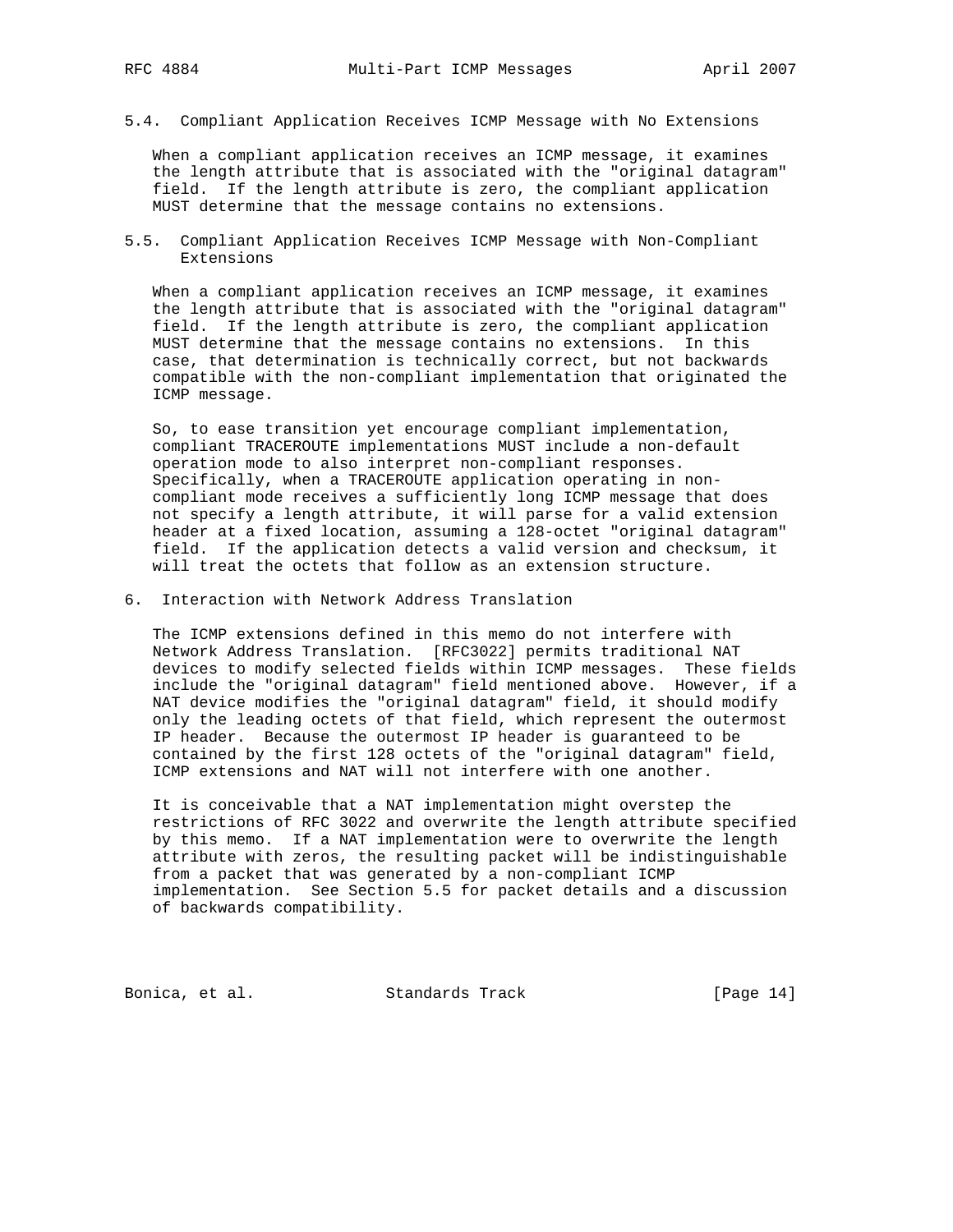### 5.4. Compliant Application Receives ICMP Message with No Extensions

When a compliant application receives an ICMP message, it examines the length attribute that is associated with the "original datagram" field. If the length attribute is zero, the compliant application MUST determine that the message contains no extensions.

### 5.5. Compliant Application Receives ICMP Message with Non-Compliant Extensions

When a compliant application receives an ICMP message, it examines the length attribute that is associated with the "original datagram" field. If the length attribute is zero, the compliant application MUST determine that the message contains no extensions. In this case, that determination is technically correct, but not backwards compatible with the non-compliant implementation that originated the ICMP message.

So, to ease transition yet encourage compliant implementation, compliant TRACEROUTE implementations MUST include a non-default operation mode to also interpret non-compliant responses. Specifically, when a TRACEROUTE application operating in non-compliant mode receives a sufficiently long ICMP message that does not specify a length attribute, it will parse for a valid extension header at a fixed location, assuming a 128-octet "original datagram" field. If the application detects a valid version and checksum, it will treat the octets that follow as an extension structure.

## 6. Interaction with Network Address Translation

The ICMP extensions defined in this memo do not interfere with Network Address Translation. [RFC3022] permits traditional NAT devices to modify selected fields within ICMP messages. These fields include the "original datagram" field mentioned above. However, if a NAT device modifies the "original datagram" field, it should modify only the leading octets of that field, which represent the outermost IP header. Because the outermost IP header is guaranteed to be contained by the first 128 octets of the "original datagram" field, ICMP extensions and NAT will not interfere with one another.

It is conceivable that a NAT implementation might overstep the restrictions of RFC 3022 and overwrite the length attribute specified by this memo. If a NAT implementation were to overwrite the length attribute with zeros, the resulting packet will be indistinguishable from a packet that was generated by a non-compliant ICMP implementation. See Section 5.5 for packet details and a discussion of backwards compatibility.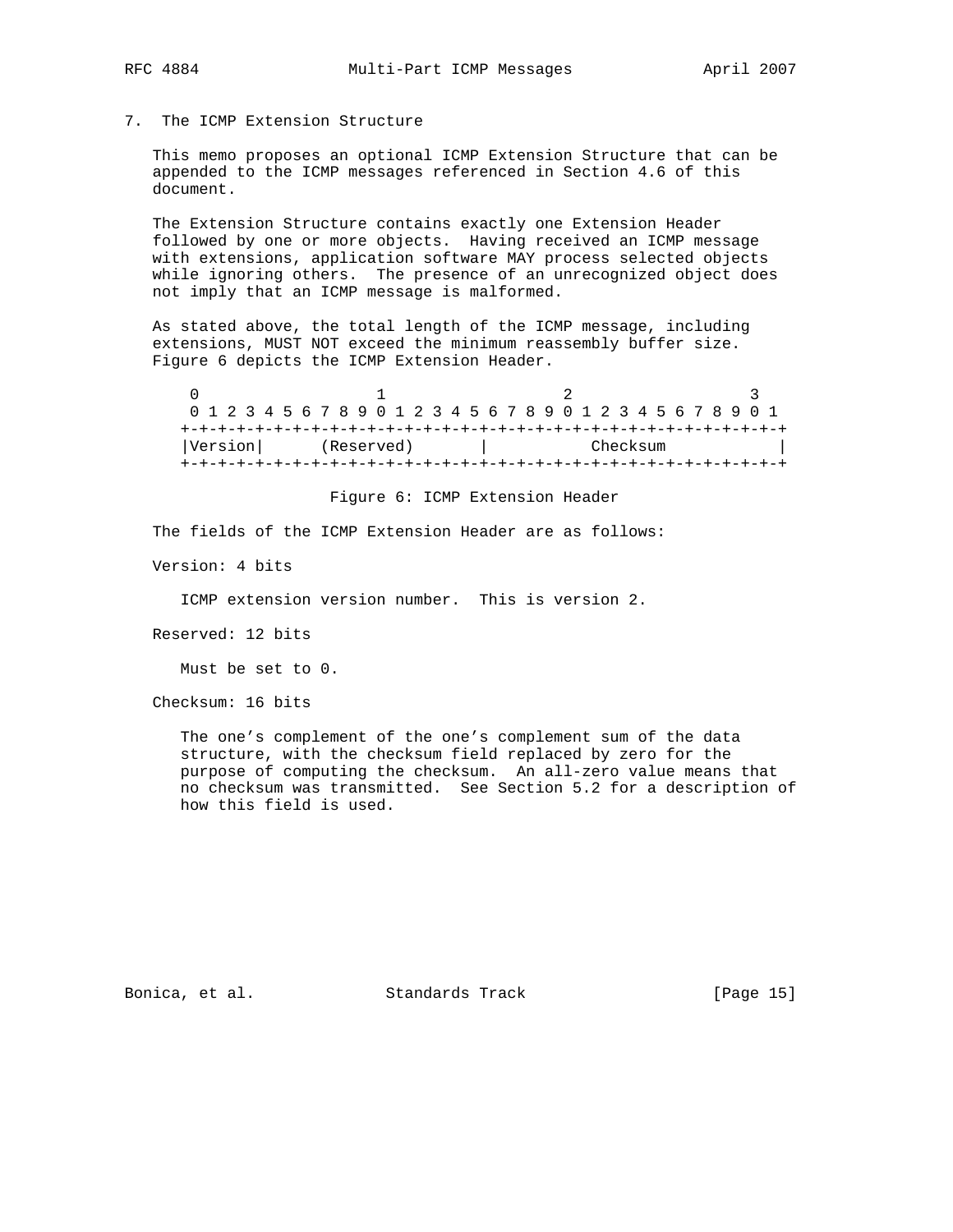## 7. The ICMP Extension Structure

This memo proposes an optional ICMP Extension Structure that can be appended to the ICMP messages referenced in Section 4.6 of this document.

The Extension Structure contains exactly one Extension Header followed by one or more objects. Having received an ICMP message with extensions, application software MAY process selected objects while ignoring others. The presence of an unrecognized object does not imply that an ICMP message is malformed.

As stated above, the total length of the ICMP message, including extensions, MUST NOT exceed the minimum reassembly buffer size. Figure 6 depicts the ICMP Extension Header.

```
 0                   1                   2                   3
 0 1 2 3 4 5 6 7 8 9 0 1 2 3 4 5 6 7 8 9 0 1 2 3 4 5 6 7 8 9 0 1
+-+-+-+-+-+-+-+-+-+-+-+-+-+-+-+-+-+-+-+-+-+-+-+-+-+-+-+-+-+-+-+-+
|Version|      (Reserved)       |           Checksum            |
+-+-+-+-+-+-+-+-+-+-+-+-+-+-+-+-+-+-+-+-+-+-+-+-+-+-+-+-+-+-+-+-+
```

Figure 6: ICMP Extension Header

The fields of the ICMP Extension Header are as follows:

Version: 4 bits

ICMP extension version number. This is version 2.

Reserved: 12 bits

Must be set to 0.

Checksum: 16 bits

The one's complement of the one's complement sum of the data structure, with the checksum field replaced by zero for the purpose of computing the checksum. An all-zero value means that no checksum was transmitted. See Section 5.2 for a description of how this field is used.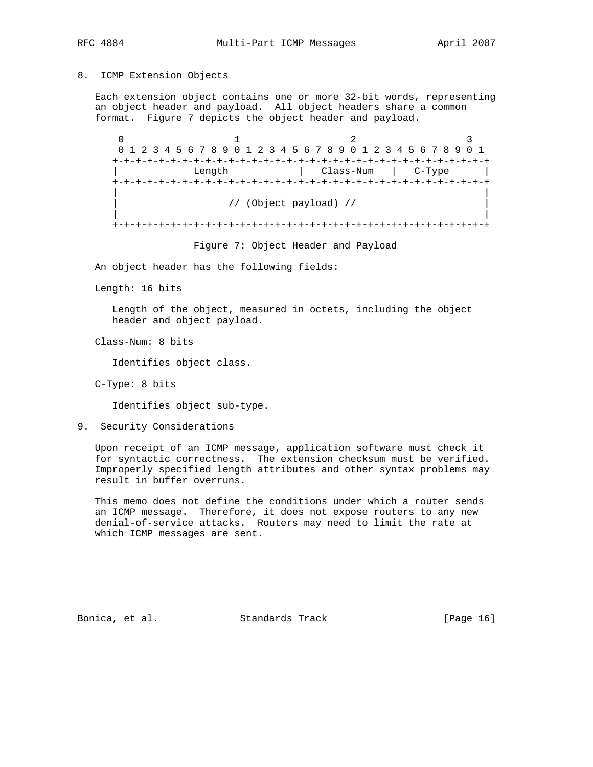## 8. ICMP Extension Objects

Each extension object contains one or more 32-bit words, representing an object header and payload. All object headers share a common format. Figure 7 depicts the object header and payload.

```
 0                   1                   2                   3
 0 1 2 3 4 5 6 7 8 9 0 1 2 3 4 5 6 7 8 9 0 1 2 3 4 5 6 7 8 9 0 1
+-+-+-+-+-+-+-+-+-+-+-+-+-+-+-+-+-+-+-+-+-+-+-+-+-+-+-+-+-+-+-+-+
|             Length            |   Class-Num   |   C-Type      |
+-+-+-+-+-+-+-+-+-+-+-+-+-+-+-+-+-+-+-+-+-+-+-+-+-+-+-+-+-+-+-+-+
|                                                               |
|                   // (Object payload) //                      |
|                                                               |
+-+-+-+-+-+-+-+-+-+-+-+-+-+-+-+-+-+-+-+-+-+-+-+-+-+-+-+-+-+-+-+-+
```

Figure 7: Object Header and Payload

An object header has the following fields:

Length: 16 bits

Length of the object, measured in octets, including the object header and object payload.

Class-Num: 8 bits

Identifies object class.

C-Type: 8 bits

Identifies object sub-type.

## 9. Security Considerations

Upon receipt of an ICMP message, application software must check it for syntactic correctness. The extension checksum must be verified. Improperly specified length attributes and other syntax problems may result in buffer overruns.

This memo does not define the conditions under which a router sends an ICMP message. Therefore, it does not expose routers to any new denial-of-service attacks. Routers may need to limit the rate at which ICMP messages are sent.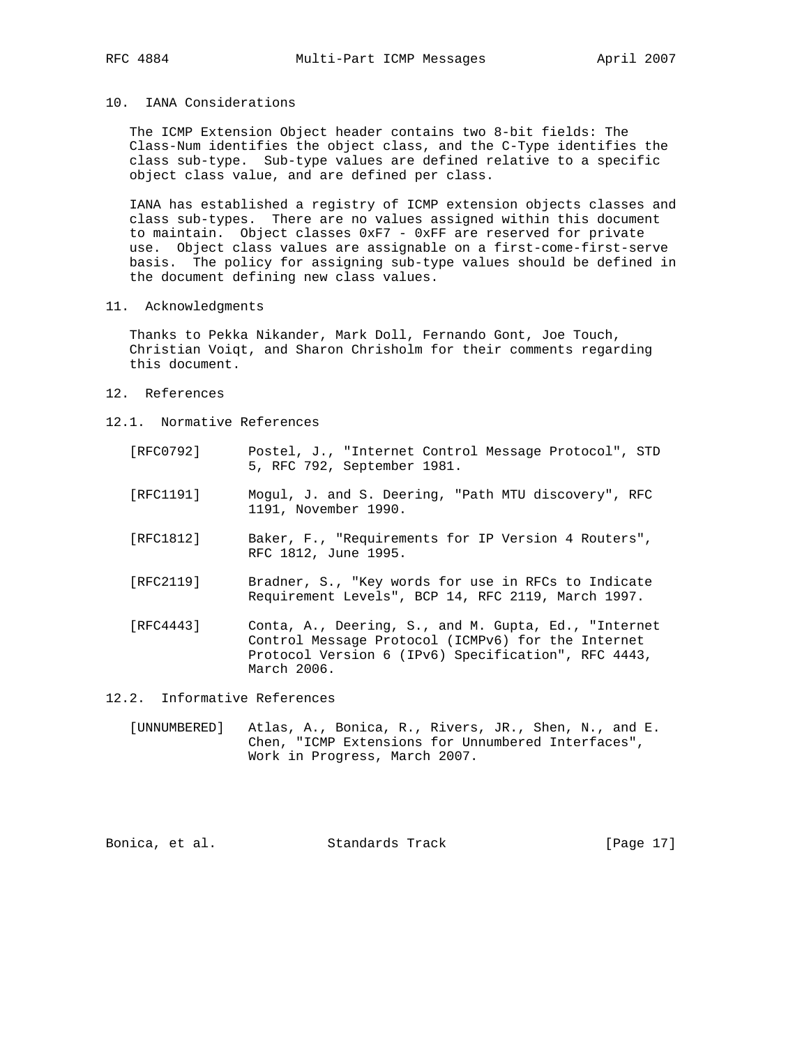## 10. IANA Considerations

The ICMP Extension Object header contains two 8-bit fields: The Class-Num identifies the object class, and the C-Type identifies the class sub-type. Sub-type values are defined relative to a specific object class value, and are defined per class.

IANA has established a registry of ICMP extension objects classes and class sub-types. There are no values assigned within this document to maintain. Object classes 0xF7 - 0xFF are reserved for private use. Object class values are assignable on a first-come-first-serve basis. The policy for assigning sub-type values should be defined in the document defining new class values.

## 11. Acknowledgments

Thanks to Pekka Nikander, Mark Doll, Fernando Gont, Joe Touch, Christian Voiqt, and Sharon Chrisholm for their comments regarding this document.

## 12. References

### 12.1. Normative References

[RFC0792] Postel, J., "Internet Control Message Protocol", STD 5, RFC 792, September 1981.

[RFC1191] Mogul, J. and S. Deering, "Path MTU discovery", RFC 1191, November 1990.

[RFC1812] Baker, F., "Requirements for IP Version 4 Routers", RFC 1812, June 1995.

[RFC2119] Bradner, S., "Key words for use in RFCs to Indicate Requirement Levels", BCP 14, RFC 2119, March 1997.

[RFC4443] Conta, A., Deering, S., and M. Gupta, Ed., "Internet Control Message Protocol (ICMPv6) for the Internet Protocol Version 6 (IPv6) Specification", RFC 4443, March 2006.

### 12.2. Informative References

[UNNUMBERED] Atlas, A., Bonica, R., Rivers, JR., Shen, N., and E. Chen, "ICMP Extensions for Unnumbered Interfaces", Work in Progress, March 2007.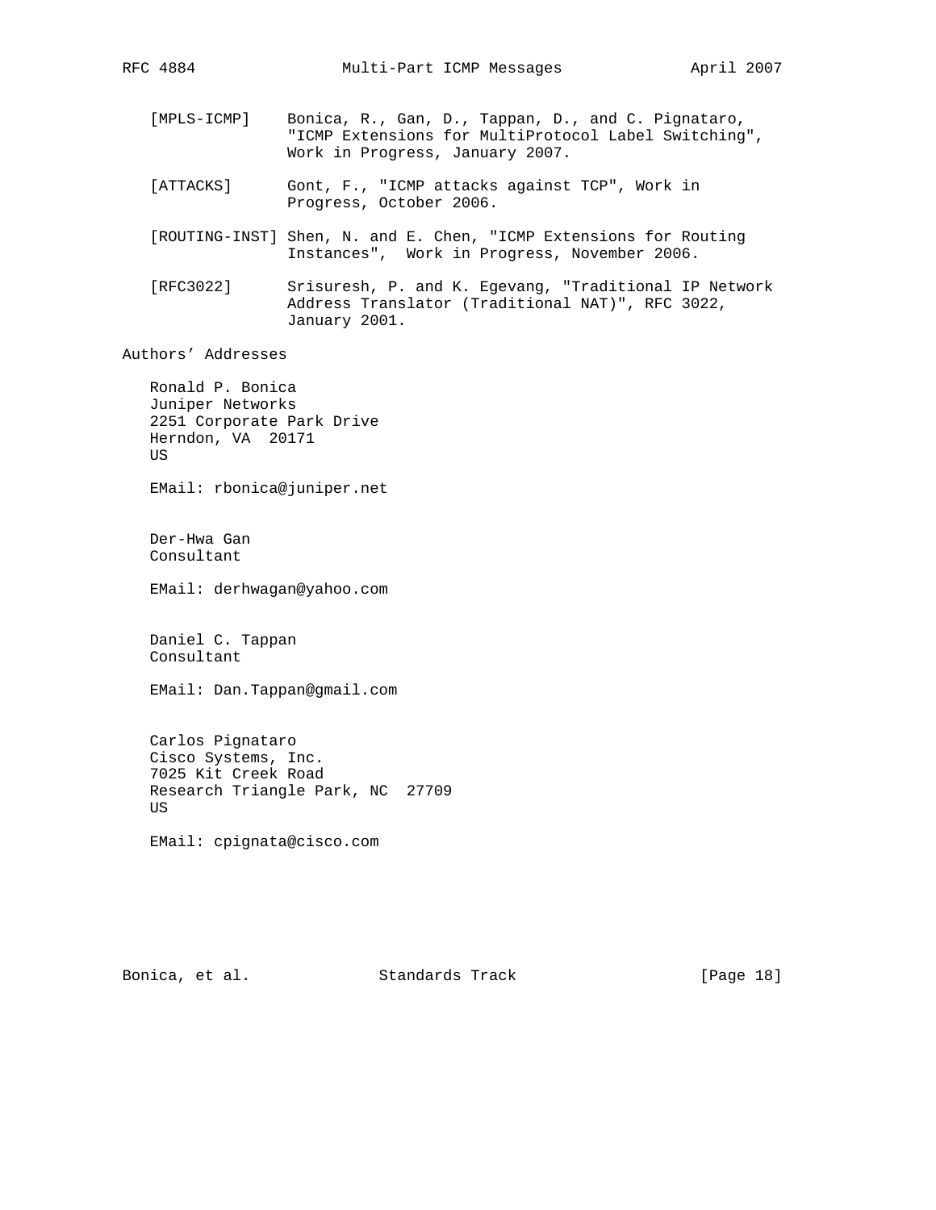[MPLS-ICMP] Bonica, R., Gan, D., Tappan, D., and C. Pignataro, "ICMP Extensions for MultiProtocol Label Switching", Work in Progress, January 2007.

[ATTACKS] Gont, F., "ICMP attacks against TCP", Work in Progress, October 2006.

[ROUTING-INST] Shen, N. and E. Chen, "ICMP Extensions for Routing Instances", Work in Progress, November 2006.

[RFC3022] Srisuresh, P. and K. Egevang, "Traditional IP Network Address Translator (Traditional NAT)", RFC 3022, January 2001.

## Authors' Addresses

Ronald P. Bonica
Juniper Networks
2251 Corporate Park Drive
Herndon, VA 20171
US

EMail: rbonica@juniper.net

Der-Hwa Gan
Consultant

EMail: derhwagan@yahoo.com

Daniel C. Tappan
Consultant

EMail: Dan.Tappan@gmail.com

Carlos Pignataro
Cisco Systems, Inc.
7025 Kit Creek Road
Research Triangle Park, NC 27709
US

EMail: cpignata@cisco.com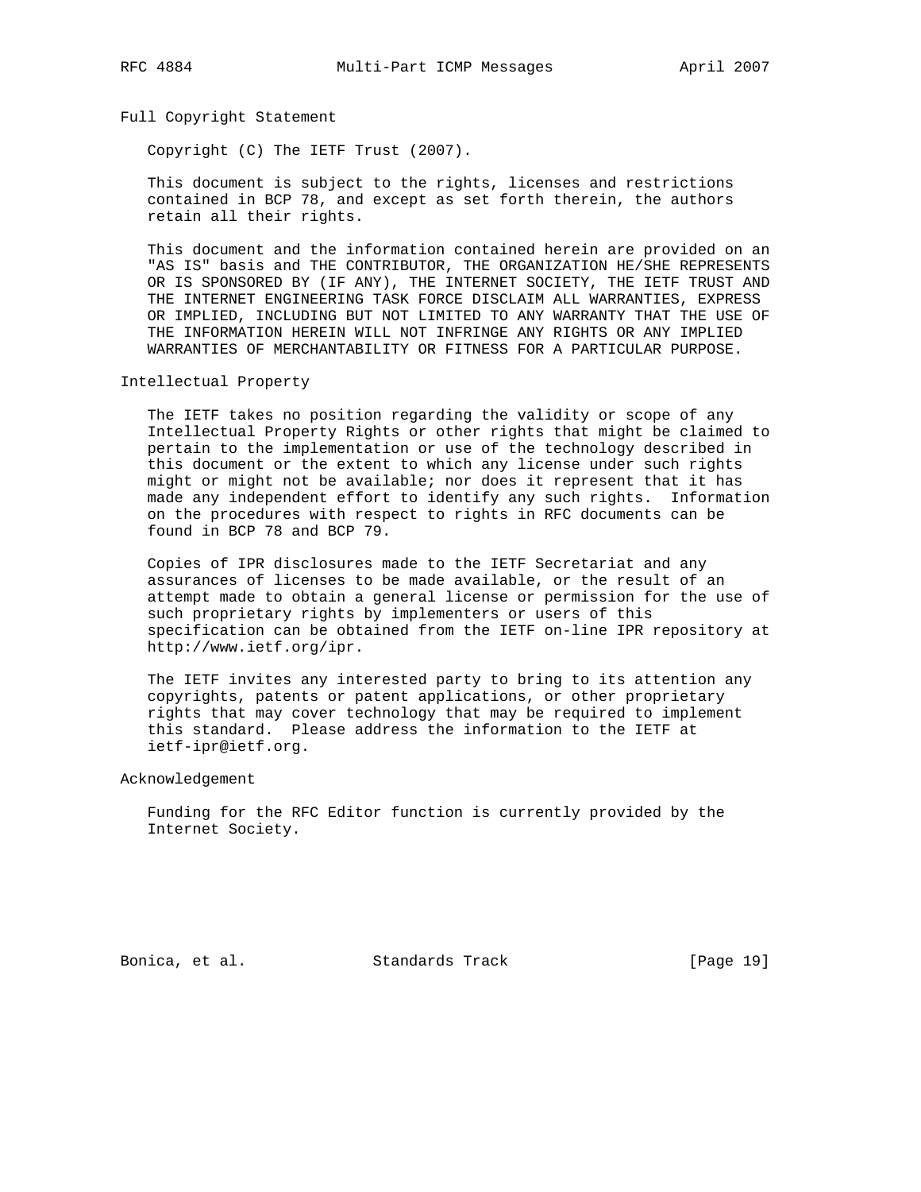## Full Copyright Statement

Copyright (C) The IETF Trust (2007).

This document is subject to the rights, licenses and restrictions contained in BCP 78, and except as set forth therein, the authors retain all their rights.

This document and the information contained herein are provided on an "AS IS" basis and THE CONTRIBUTOR, THE ORGANIZATION HE/SHE REPRESENTS OR IS SPONSORED BY (IF ANY), THE INTERNET SOCIETY, THE IETF TRUST AND THE INTERNET ENGINEERING TASK FORCE DISCLAIM ALL WARRANTIES, EXPRESS OR IMPLIED, INCLUDING BUT NOT LIMITED TO ANY WARRANTY THAT THE USE OF THE INFORMATION HEREIN WILL NOT INFRINGE ANY RIGHTS OR ANY IMPLIED WARRANTIES OF MERCHANTABILITY OR FITNESS FOR A PARTICULAR PURPOSE.

## Intellectual Property

The IETF takes no position regarding the validity or scope of any Intellectual Property Rights or other rights that might be claimed to pertain to the implementation or use of the technology described in this document or the extent to which any license under such rights might or might not be available; nor does it represent that it has made any independent effort to identify any such rights. Information on the procedures with respect to rights in RFC documents can be found in BCP 78 and BCP 79.

Copies of IPR disclosures made to the IETF Secretariat and any assurances of licenses to be made available, or the result of an attempt made to obtain a general license or permission for the use of such proprietary rights by implementers or users of this specification can be obtained from the IETF on-line IPR repository at http://www.ietf.org/ipr.

The IETF invites any interested party to bring to its attention any copyrights, patents or patent applications, or other proprietary rights that may cover technology that may be required to implement this standard. Please address the information to the IETF at ietf-ipr@ietf.org.

## Acknowledgement

Funding for the RFC Editor function is currently provided by the Internet Society.